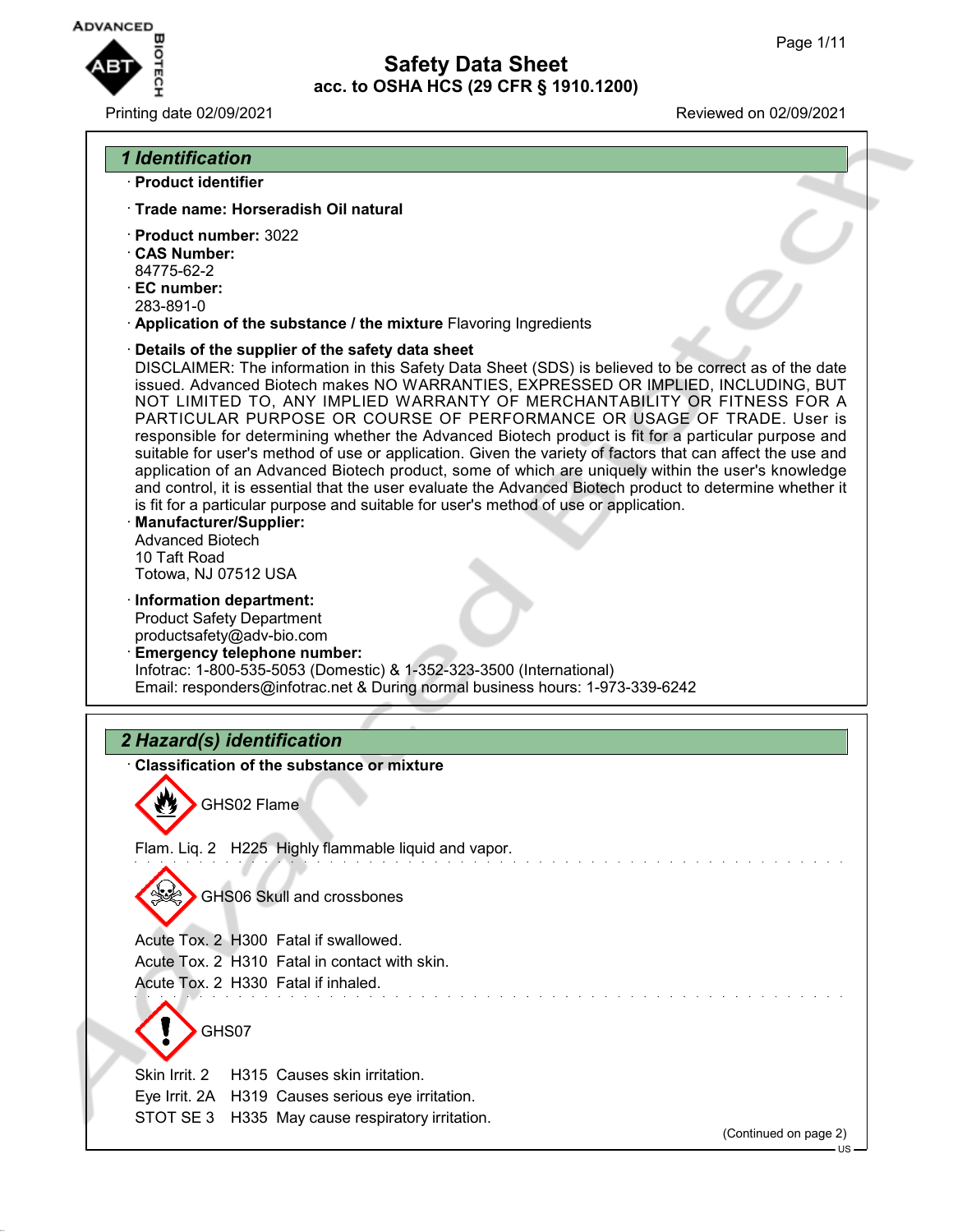# Safety Data Sheet
## acc. to OSHA HCS (29 CFR § 1910.1200)

Printing date 02/09/2021 Reviewed on 02/09/2021

## 1 Identification

· **Product identifier**

· **Trade name: Horseradish Oil natural**

· **Product number:** 3022
· **CAS Number:**
84775-62-2
· **EC number:**
283-891-0
· **Application of the substance / the mixture** Flavoring Ingredients

· **Details of the supplier of the safety data sheet**
DISCLAIMER: The information in this Safety Data Sheet (SDS) is believed to be correct as of the date issued. Advanced Biotech makes NO WARRANTIES, EXPRESSED OR IMPLIED, INCLUDING, BUT NOT LIMITED TO, ANY IMPLIED WARRANTY OF MERCHANTABILITY OR FITNESS FOR A PARTICULAR PURPOSE OR COURSE OF PERFORMANCE OR USAGE OF TRADE. User is responsible for determining whether the Advanced Biotech product is fit for a particular purpose and suitable for user's method of use or application. Given the variety of factors that can affect the use and application of an Advanced Biotech product, some of which are uniquely within the user's knowledge and control, it is essential that the user evaluate the Advanced Biotech product to determine whether it is fit for a particular purpose and suitable for user's method of use or application.
· **Manufacturer/Supplier:**
Advanced Biotech
10 Taft Road
Totowa, NJ 07512 USA

· **Information department:**
Product Safety Department
productsafety@adv-bio.com
· **Emergency telephone number:**
Infotrac: 1-800-535-5053 (Domestic) & 1-352-323-3500 (International)
Email: responders@infotrac.net & During normal business hours: 1-973-339-6242

## 2 Hazard(s) identification

· **Classification of the substance or mixture**

GHS02 Flame

Flam. Liq. 2 H225 Highly flammable liquid and vapor.

GHS06 Skull and crossbones

Acute Tox. 2 H300 Fatal if swallowed.
Acute Tox. 2 H310 Fatal in contact with skin.
Acute Tox. 2 H330 Fatal if inhaled.

GHS07

Skin Irrit. 2 H315 Causes skin irritation.
Eye Irrit. 2A H319 Causes serious eye irritation.
STOT SE 3 H335 May cause respiratory irritation.

(Continued on page 2)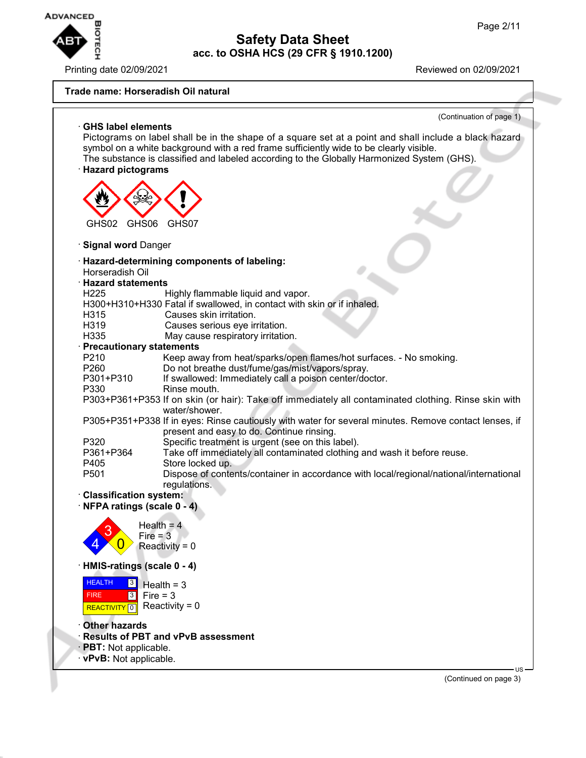Trade name: Horseradish Oil natural

(Continuation of page 1)

· **GHS label elements**

Pictograms on label shall be in the shape of a square set at a point and shall include a black hazard symbol on a white background with a red frame sufficiently wide to be clearly visible.
The substance is classified and labeled according to the Globally Harmonized System (GHS).

· **Hazard pictograms**

GHS02 GHS06 GHS07

· **Signal word** Danger

· **Hazard-determining components of labeling:**
Horseradish Oil

· **Hazard statements**

| | |
|---|---|
| H225 | Highly flammable liquid and vapor. |
| H300+H310+H330 | Fatal if swallowed, in contact with skin or if inhaled. |
| H315 | Causes skin irritation. |
| H319 | Causes serious eye irritation. |
| H335 | May cause respiratory irritation. |

· **Precautionary statements**

| | |
|---|---|
| P210 | Keep away from heat/sparks/open flames/hot surfaces. - No smoking. |
| P260 | Do not breathe dust/fume/gas/mist/vapors/spray. |
| P301+P310 | If swallowed: Immediately call a poison center/doctor. |
| P330 | Rinse mouth. |
| P303+P361+P353 | If on skin (or hair): Take off immediately all contaminated clothing. Rinse skin with water/shower. |
| P305+P351+P338 | If in eyes: Rinse cautiously with water for several minutes. Remove contact lenses, if present and easy to do. Continue rinsing. |
| P320 | Specific treatment is urgent (see on this label). |
| P361+P364 | Take off immediately all contaminated clothing and wash it before reuse. |
| P405 | Store locked up. |
| P501 | Dispose of contents/container in accordance with local/regional/national/international regulations. |

· **Classification system:**

· **NFPA ratings (scale 0 - 4)**

Health = 4
Fire = 3
Reactivity = 0

· **HMIS-ratings (scale 0 - 4)**

| | | |
|---|---|---|
| HEALTH | 3 | Health = 3 |
| FIRE | 3 | Fire = 3 |
| REACTIVITY | 0 | Reactivity = 0 |

· **Other hazards**

· **Results of PBT and vPvB assessment**

· **PBT:** Not applicable.

· **vPvB:** Not applicable.

(Continued on page 3)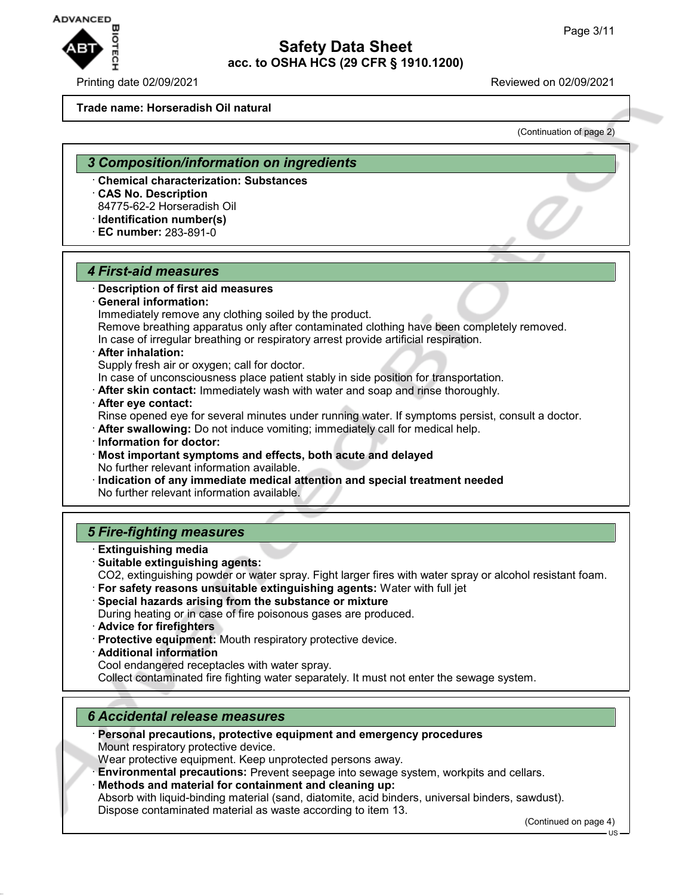Trade name: Horseradish Oil natural

(Continuation of page 2)

## 3 Composition/information on ingredients

· **Chemical characterization: Substances**
· **CAS No. Description**
84775-62-2 Horseradish Oil
· **Identification number(s)**
· **EC number:** 283-891-0

## 4 First-aid measures

· **Description of first aid measures**
· **General information:**
Immediately remove any clothing soiled by the product.
Remove breathing apparatus only after contaminated clothing have been completely removed.
In case of irregular breathing or respiratory arrest provide artificial respiration.
· **After inhalation:**
Supply fresh air or oxygen; call for doctor.
In case of unconsciousness place patient stably in side position for transportation.
· **After skin contact:** Immediately wash with water and soap and rinse thoroughly.
· **After eye contact:**
Rinse opened eye for several minutes under running water. If symptoms persist, consult a doctor.
· **After swallowing:** Do not induce vomiting; immediately call for medical help.
· **Information for doctor:**
· **Most important symptoms and effects, both acute and delayed**
No further relevant information available.
· **Indication of any immediate medical attention and special treatment needed**
No further relevant information available.

## 5 Fire-fighting measures

· **Extinguishing media**
· **Suitable extinguishing agents:**
$CO_2$, extinguishing powder or water spray. Fight larger fires with water spray or alcohol resistant foam.
· **For safety reasons unsuitable extinguishing agents:** Water with full jet
· **Special hazards arising from the substance or mixture**
During heating or in case of fire poisonous gases are produced.
· **Advice for firefighters**
· **Protective equipment:** Mouth respiratory protective device.
· **Additional information**
Cool endangered receptacles with water spray.
Collect contaminated fire fighting water separately. It must not enter the sewage system.

## 6 Accidental release measures

· **Personal precautions, protective equipment and emergency procedures**
Mount respiratory protective device.
Wear protective equipment. Keep unprotected persons away.
· **Environmental precautions:** Prevent seepage into sewage system, workpits and cellars.
· **Methods and material for containment and cleaning up:**
Absorb with liquid-binding material (sand, diatomite, acid binders, universal binders, sawdust).
Dispose contaminated material as waste according to item 13.

(Continued on page 4)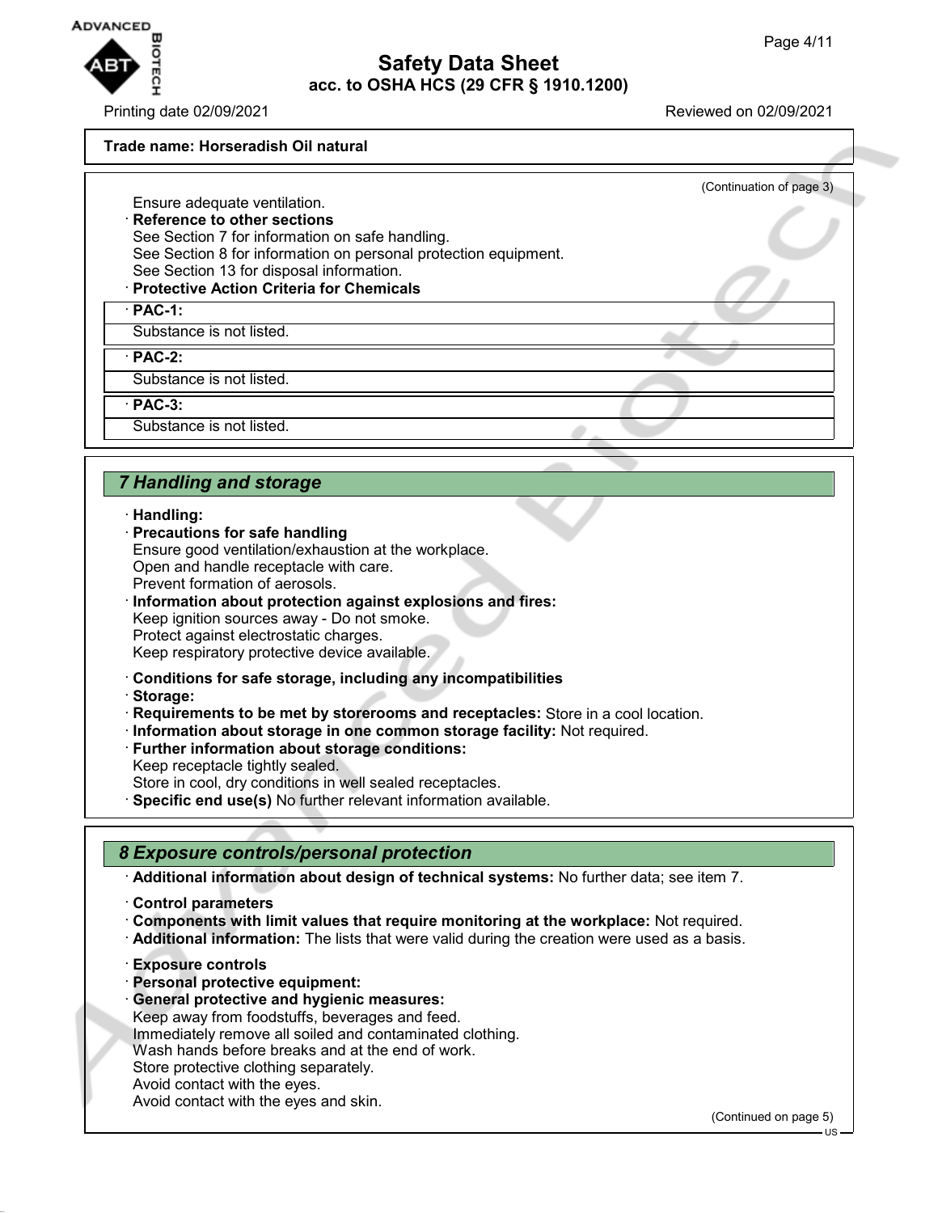**Trade name: Horseradish Oil natural**

(Continuation of page 3)

Ensure adequate ventilation.

· **Reference to other sections**
See Section 7 for information on safe handling.
See Section 8 for information on personal protection equipment.
See Section 13 for disposal information.

· **Protective Action Criteria for Chemicals**

· **PAC-1:**
Substance is not listed.

· **PAC-2:**
Substance is not listed.

· **PAC-3:**
Substance is not listed.

## 7 Handling and storage

· **Handling:**
· **Precautions for safe handling**
Ensure good ventilation/exhaustion at the workplace.
Open and handle receptacle with care.
Prevent formation of aerosols.
· **Information about protection against explosions and fires:**
Keep ignition sources away - Do not smoke.
Protect against electrostatic charges.
Keep respiratory protective device available.

· **Conditions for safe storage, including any incompatibilities**
· **Storage:**
· **Requirements to be met by storerooms and receptacles:** Store in a cool location.
· **Information about storage in one common storage facility:** Not required.
· **Further information about storage conditions:**
Keep receptacle tightly sealed.
Store in cool, dry conditions in well sealed receptacles.
· **Specific end use(s)** No further relevant information available.

## 8 Exposure controls/personal protection

· **Additional information about design of technical systems:** No further data; see item 7.

· **Control parameters**
· **Components with limit values that require monitoring at the workplace:** Not required.
· **Additional information:** The lists that were valid during the creation were used as a basis.

· **Exposure controls**
· **Personal protective equipment:**
· **General protective and hygienic measures:**
Keep away from foodstuffs, beverages and feed.
Immediately remove all soiled and contaminated clothing.
Wash hands before breaks and at the end of work.
Store protective clothing separately.
Avoid contact with the eyes.
Avoid contact with the eyes and skin.

(Continued on page 5)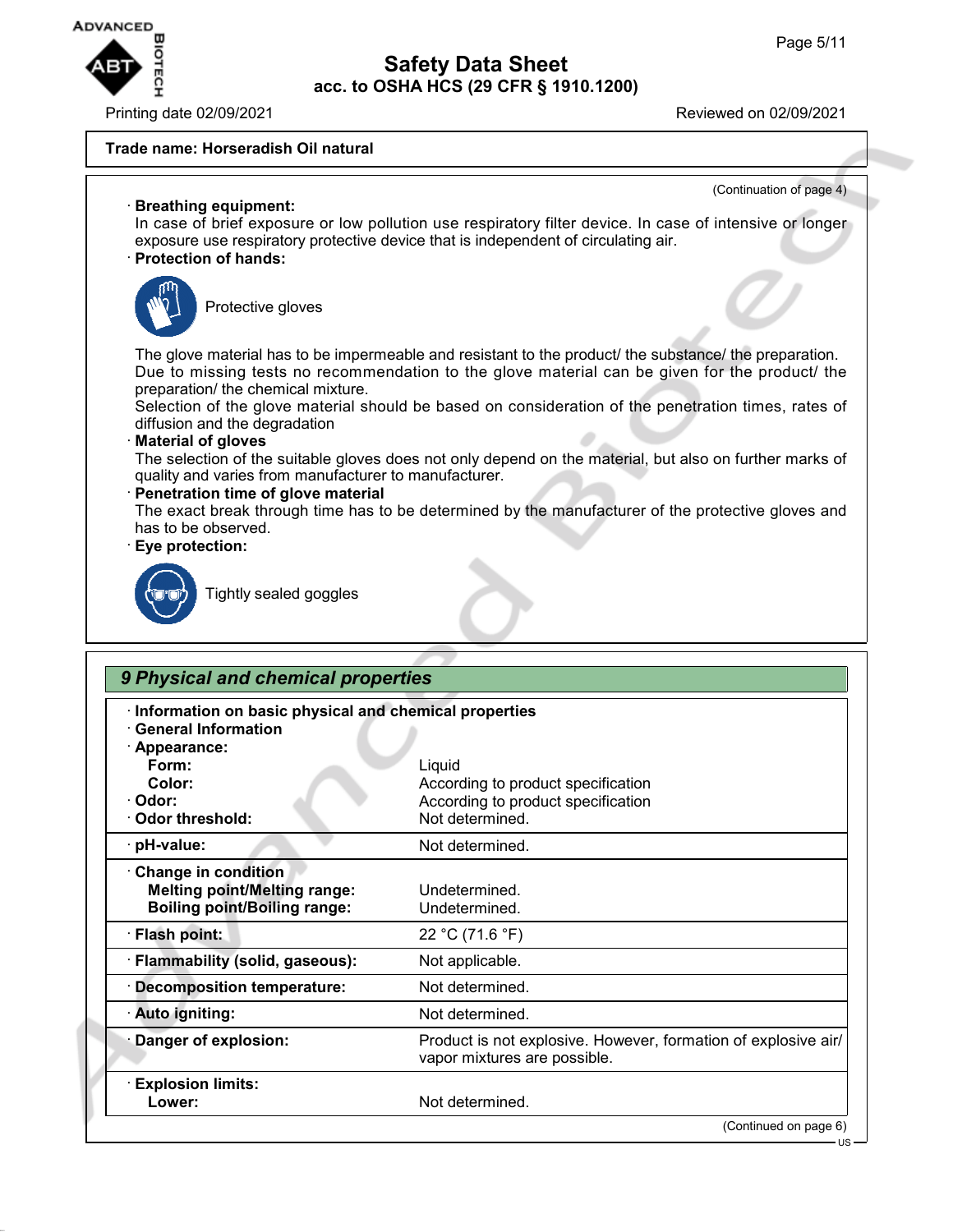**Trade name: Horseradish Oil natural**

(Continuation of page 4)

· **Breathing equipment:**
In case of brief exposure or low pollution use respiratory filter device. In case of intensive or longer exposure use respiratory protective device that is independent of circulating air.

· **Protection of hands:**

Protective gloves

The glove material has to be impermeable and resistant to the product/ the substance/ the preparation.
Due to missing tests no recommendation to the glove material can be given for the product/ the preparation/ the chemical mixture.
Selection of the glove material should be based on consideration of the penetration times, rates of diffusion and the degradation

· **Material of gloves**
The selection of the suitable gloves does not only depend on the material, but also on further marks of quality and varies from manufacturer to manufacturer.

· **Penetration time of glove material**
The exact break through time has to be determined by the manufacturer of the protective gloves and has to be observed.

· **Eye protection:**

Tightly sealed goggles

## *9 Physical and chemical properties*

· **Information on basic physical and chemical properties**
· **General Information**

| · **Appearance:** | |
|---|---|
| **Form:** | Liquid |
| **Color:** | According to product specification |
| · **Odor:** | According to product specification |
| · **Odor threshold:** | Not determined. |
| · **pH-value:** | Not determined. |
| · **Change in condition** | |
| **Melting point/Melting range:** | Undetermined. |
| **Boiling point/Boiling range:** | Undetermined. |
| · **Flash point:** | 22 °C (71.6 °F) |
| · **Flammability (solid, gaseous):** | Not applicable. |
| · **Decomposition temperature:** | Not determined. |
| · **Auto igniting:** | Not determined. |
| · **Danger of explosion:** | Product is not explosive. However, formation of explosive air/ vapor mixtures are possible. |
| · **Explosion limits:** | |
| **Lower:** | Not determined. |

(Continued on page 6)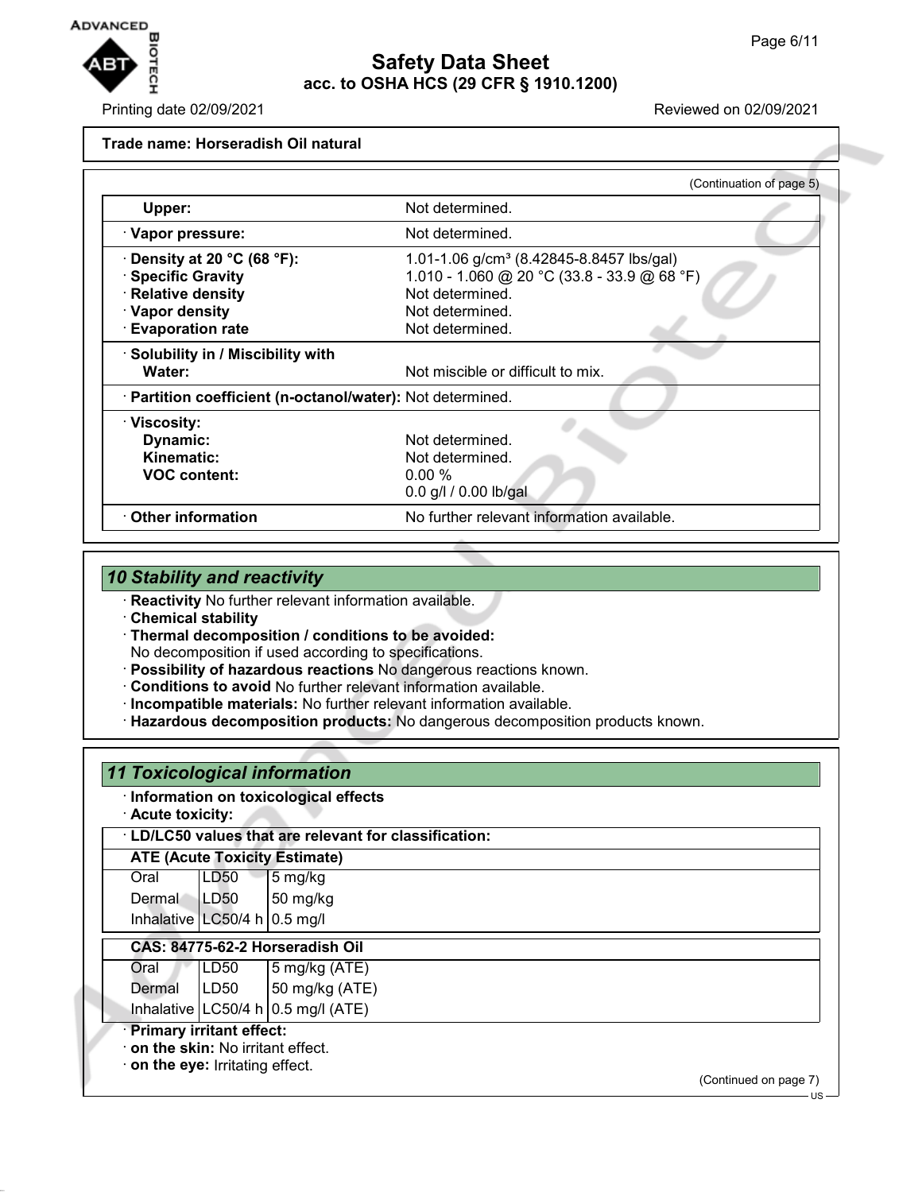**Trade name: Horseradish Oil natural**

(Continuation of page 5)

| | |
|---|---|
| **Upper:** | Not determined. |
| · **Vapor pressure:** | Not determined. |
| · **Density at 20 °C (68 °F):** | 1.01-1.06 g/cm³ (8.42845-8.8457 lbs/gal) |
| · **Specific Gravity** | 1.010 - 1.060 @ 20 °C (33.8 - 33.9 @ 68 °F) |
| · **Relative density** | Not determined. |
| · **Vapor density** | Not determined. |
| · **Evaporation rate** | Not determined. |
| · **Solubility in / Miscibility with Water:** | Not miscible or difficult to mix. |
| · **Partition coefficient (n-octanol/water):** | Not determined. |
| · **Viscosity:** | |
| **Dynamic:** | Not determined. |
| **Kinematic:** | Not determined. |
| **VOC content:** | 0.00 % |
| | 0.0 g/l / 0.00 lb/gal |
| · **Other information** | No further relevant information available. |

## 10 Stability and reactivity

· **Reactivity** No further relevant information available.
· **Chemical stability**
· **Thermal decomposition / conditions to be avoided:**
No decomposition if used according to specifications.
· **Possibility of hazardous reactions** No dangerous reactions known.
· **Conditions to avoid** No further relevant information available.
· **Incompatible materials:** No further relevant information available.
· **Hazardous decomposition products:** No dangerous decomposition products known.

## 11 Toxicological information

· **Information on toxicological effects**
· **Acute toxicity:**

· **LD/LC50 values that are relevant for classification:**

**ATE (Acute Toxicity Estimate)**

| | | |
|---|---|---|
| Oral | LD50 | 5 mg/kg |
| Dermal | LD50 | 50 mg/kg |
| Inhalative | LC50/4 h | 0.5 mg/l |

**CAS: 84775-62-2 Horseradish Oil**

| | | |
|---|---|---|
| Oral | LD50 | 5 mg/kg (ATE) |
| Dermal | LD50 | 50 mg/kg (ATE) |
| Inhalative | LC50/4 h | 0.5 mg/l (ATE) |

· **Primary irritant effect:**
· **on the skin:** No irritant effect.
· **on the eye:** Irritating effect.

(Continued on page 7)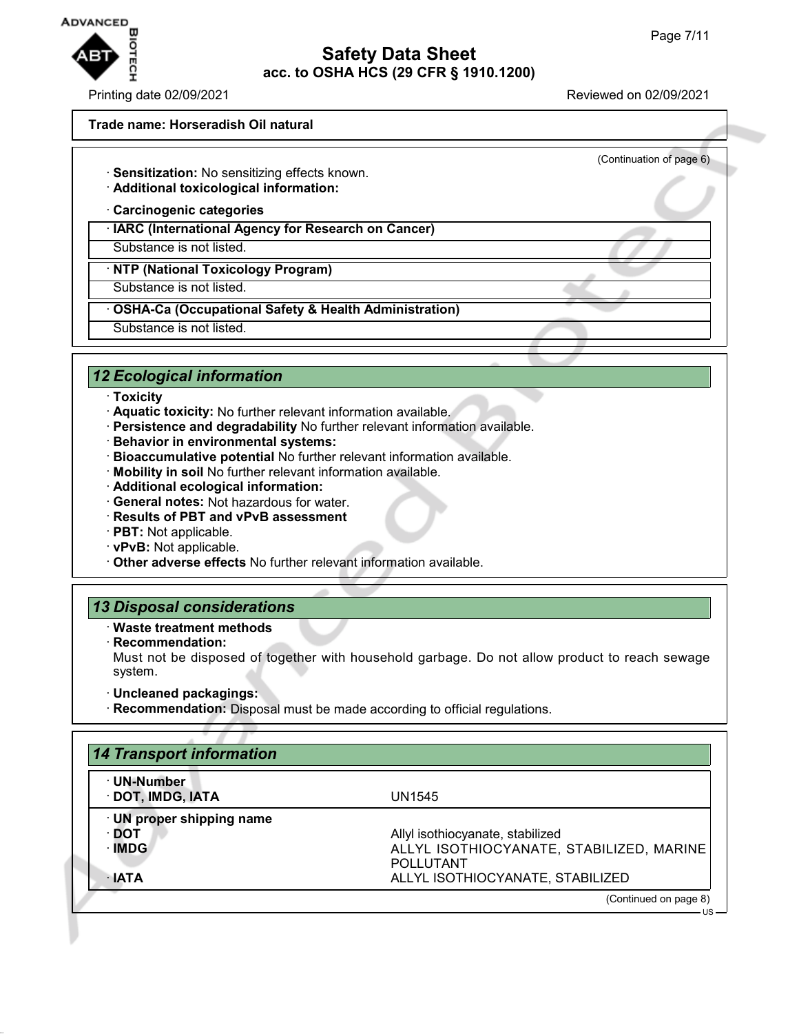**Trade name: Horseradish Oil natural**

(Continuation of page 6)

· **Sensitization:** No sensitizing effects known.
· **Additional toxicological information:**

· **Carcinogenic categories**

| · IARC (International Agency for Research on Cancer) |
|---|
| Substance is not listed. |

| · NTP (National Toxicology Program) |
|---|
| Substance is not listed. |

| · OSHA-Ca (Occupational Safety & Health Administration) |
|---|
| Substance is not listed. |

## 12 Ecological information

· **Toxicity**
· **Aquatic toxicity:** No further relevant information available.
· **Persistence and degradability** No further relevant information available.
· **Behavior in environmental systems:**
· **Bioaccumulative potential** No further relevant information available.
· **Mobility in soil** No further relevant information available.
· **Additional ecological information:**
· **General notes:** Not hazardous for water.
· **Results of PBT and vPvB assessment**
· **PBT:** Not applicable.
· **vPvB:** Not applicable.
· **Other adverse effects** No further relevant information available.

## 13 Disposal considerations

· **Waste treatment methods**
· **Recommendation:**
Must not be disposed of together with household garbage. Do not allow product to reach sewage system.

· **Uncleaned packagings:**
· **Recommendation:** Disposal must be made according to official regulations.

## 14 Transport information

| · UN-Number | |
|---|---|
| · DOT, IMDG, IATA | UN1545 |
| · UN proper shipping name | |
| · DOT | Allyl isothiocyanate, stabilized |
| · IMDG | ALLYL ISOTHIOCYANATE, STABILIZED, MARINE POLLUTANT |
| · IATA | ALLYL ISOTHIOCYANATE, STABILIZED |

(Continued on page 8)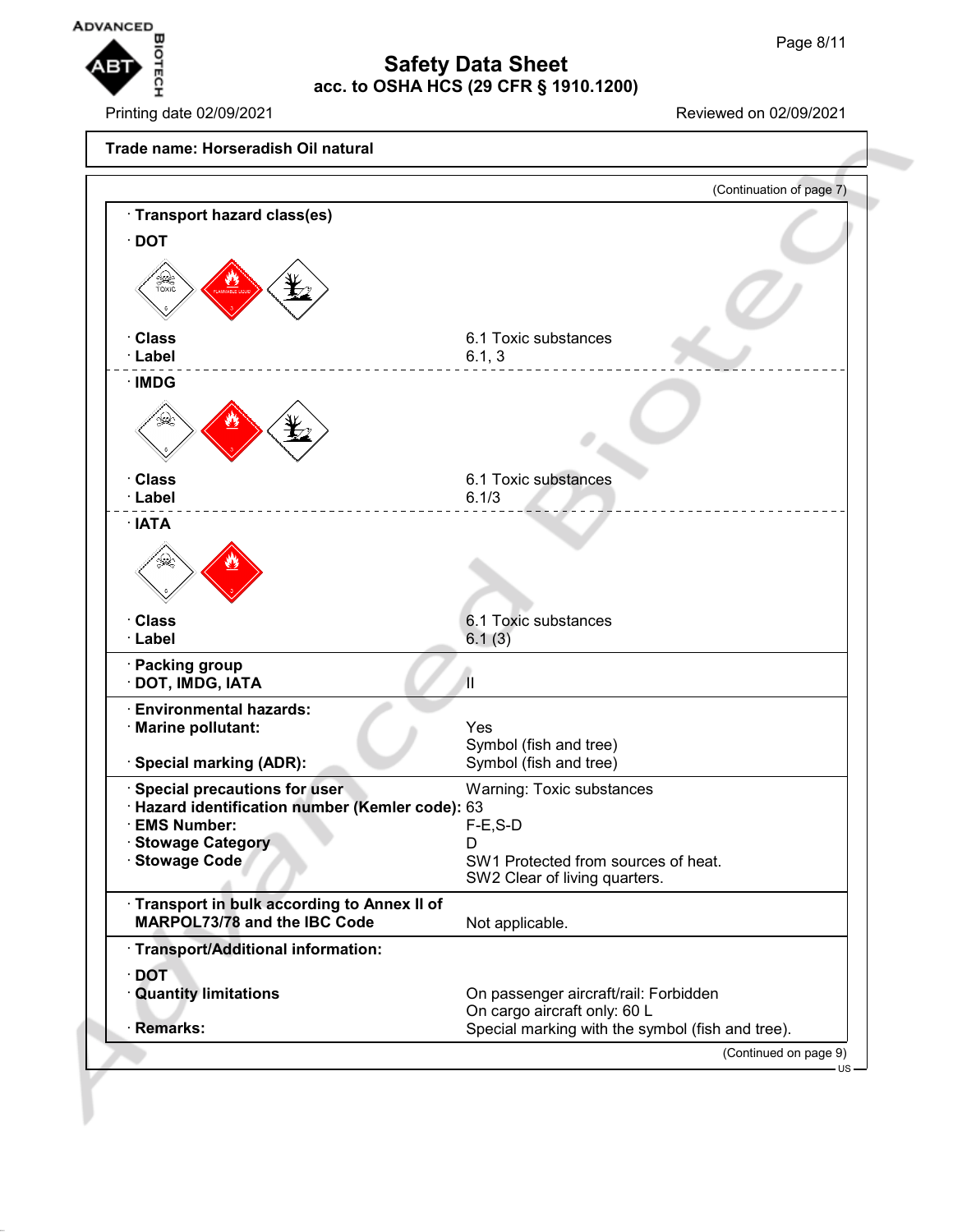# Safety Data Sheet
## acc. to OSHA HCS (29 CFR § 1910.1200)

Printing date 02/09/2021 | Reviewed on 02/09/2021

**Trade name: Horseradish Oil natural**

(Continuation of page 7)

**· Transport hazard class(es)**

**· DOT**

| | |
|---|---|
| **· Class** | 6.1 Toxic substances |
| **· Label** | 6.1, 3 |

**· IMDG**

| | |
|---|---|
| **· Class** | 6.1 Toxic substances |
| **· Label** | 6.1/3 |

**· IATA**

| | |
|---|---|
| **· Class** | 6.1 Toxic substances |
| **· Label** | 6.1 (3) |

| | |
|---|---|
| **· Packing group** | |
| **· DOT, IMDG, IATA** | II |

| | |
|---|---|
| **· Environmental hazards:** | |
| **· Marine pollutant:** | Yes<br>Symbol (fish and tree) |
| **· Special marking (ADR):** | Symbol (fish and tree) |

| | |
|---|---|
| **· Special precautions for user** | Warning: Toxic substances |
| **· Hazard identification number (Kemler code):** | 63 |
| **· EMS Number:** | F-E,S-D |
| **· Stowage Category** | D |
| **· Stowage Code** | SW1 Protected from sources of heat.<br>SW2 Clear of living quarters. |

| | |
|---|---|
| **· Transport in bulk according to Annex II of MARPOL73/78 and the IBC Code** | Not applicable. |

**· Transport/Additional information:**

**· DOT**

| | |
|---|---|
| **· Quantity limitations** | On passenger aircraft/rail: Forbidden<br>On cargo aircraft only: 60 L |
| **· Remarks:** | Special marking with the symbol (fish and tree). |

(Continued on page 9)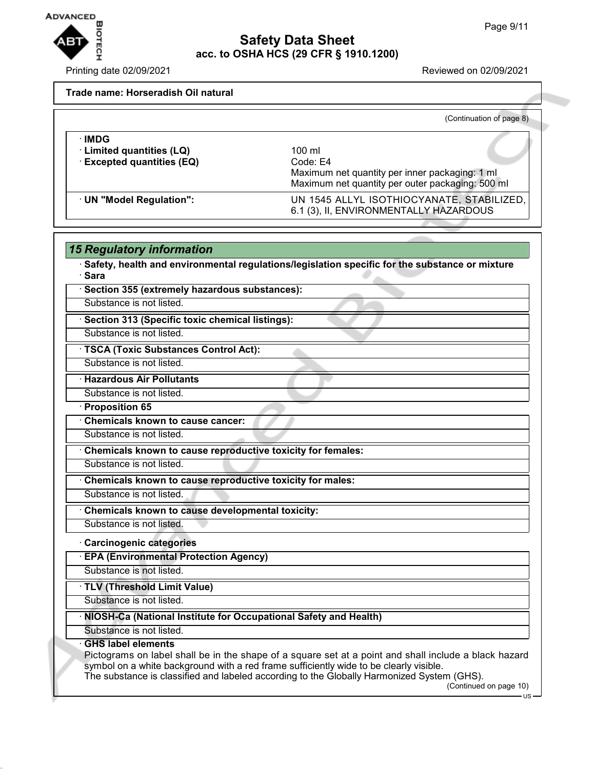**Trade name: Horseradish Oil natural**

(Continuation of page 8)

| | |
|---|---|
| · **IMDG** | |
| · **Limited quantities (LQ)** | 100 ml |
| · **Excepted quantities (EQ)** | Code: E4<br>Maximum net quantity per inner packaging: 1 ml<br>Maximum net quantity per outer packaging: 500 ml |
| · **UN "Model Regulation":** | UN 1545 ALLYL ISOTHIOCYANATE, STABILIZED, 6.1 (3), II, ENVIRONMENTALLY HAZARDOUS |

## *15 Regulatory information*

· **Safety, health and environmental regulations/legislation specific for the substance or mixture**
· **Sara**

· **Section 355 (extremely hazardous substances):**
Substance is not listed.

· **Section 313 (Specific toxic chemical listings):**
Substance is not listed.

· **TSCA (Toxic Substances Control Act):**
Substance is not listed.

· **Hazardous Air Pollutants**
Substance is not listed.

· **Proposition 65**

· **Chemicals known to cause cancer:**
Substance is not listed.

· **Chemicals known to cause reproductive toxicity for females:**
Substance is not listed.

· **Chemicals known to cause reproductive toxicity for males:**
Substance is not listed.

· **Chemicals known to cause developmental toxicity:**
Substance is not listed.

· **Carcinogenic categories**

· **EPA (Environmental Protection Agency)**
Substance is not listed.

· **TLV (Threshold Limit Value)**
Substance is not listed.

· **NIOSH-Ca (National Institute for Occupational Safety and Health)**
Substance is not listed.

· **GHS label elements**
Pictograms on label shall be in the shape of a square set at a point and shall include a black hazard symbol on a white background with a red frame sufficiently wide to be clearly visible.
The substance is classified and labeled according to the Globally Harmonized System (GHS).

(Continued on page 10)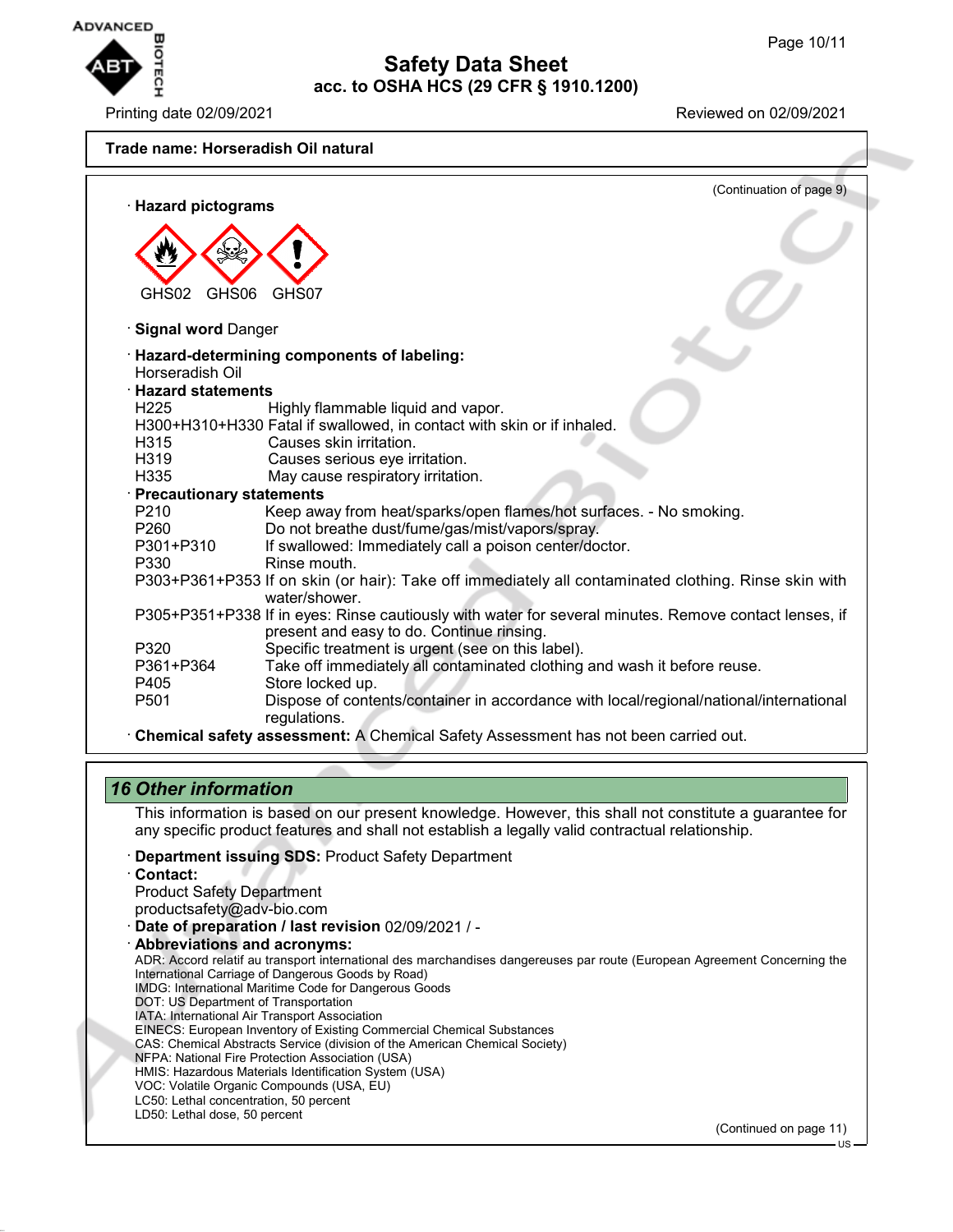**Trade name: Horseradish Oil natural**

(Continuation of page 9)

· **Hazard pictograms**

GHS02 GHS06 GHS07

· **Signal word** Danger

· **Hazard-determining components of labeling:**
Horseradish Oil

· **Hazard statements**

| | |
|---|---|
| H225 | Highly flammable liquid and vapor. |
| H300+H310+H330 | Fatal if swallowed, in contact with skin or if inhaled. |
| H315 | Causes skin irritation. |
| H319 | Causes serious eye irritation. |
| H335 | May cause respiratory irritation. |

· **Precautionary statements**

| | |
|---|---|
| P210 | Keep away from heat/sparks/open flames/hot surfaces. - No smoking. |
| P260 | Do not breathe dust/fume/gas/mist/vapors/spray. |
| P301+P310 | If swallowed: Immediately call a poison center/doctor. |
| P330 | Rinse mouth. |
| P303+P361+P353 | If on skin (or hair): Take off immediately all contaminated clothing. Rinse skin with water/shower. |
| P305+P351+P338 | If in eyes: Rinse cautiously with water for several minutes. Remove contact lenses, if present and easy to do. Continue rinsing. |
| P320 | Specific treatment is urgent (see on this label). |
| P361+P364 | Take off immediately all contaminated clothing and wash it before reuse. |
| P405 | Store locked up. |
| P501 | Dispose of contents/container in accordance with local/regional/national/international regulations. |

· **Chemical safety assessment:** A Chemical Safety Assessment has not been carried out.

## *16 Other information*

This information is based on our present knowledge. However, this shall not constitute a guarantee for any specific product features and shall not establish a legally valid contractual relationship.

· **Department issuing SDS:** Product Safety Department

· **Contact:**
Product Safety Department
productsafety@adv-bio.com

· **Date of preparation / last revision** 02/09/2021 / -

· **Abbreviations and acronyms:**
ADR: Accord relatif au transport international des marchandises dangereuses par route (European Agreement Concerning the International Carriage of Dangerous Goods by Road)
IMDG: International Maritime Code for Dangerous Goods
DOT: US Department of Transportation
IATA: International Air Transport Association
EINECS: European Inventory of Existing Commercial Chemical Substances
CAS: Chemical Abstracts Service (division of the American Chemical Society)
NFPA: National Fire Protection Association (USA)
HMIS: Hazardous Materials Identification System (USA)
VOC: Volatile Organic Compounds (USA, EU)
LC50: Lethal concentration, 50 percent
LD50: Lethal dose, 50 percent

(Continued on page 11)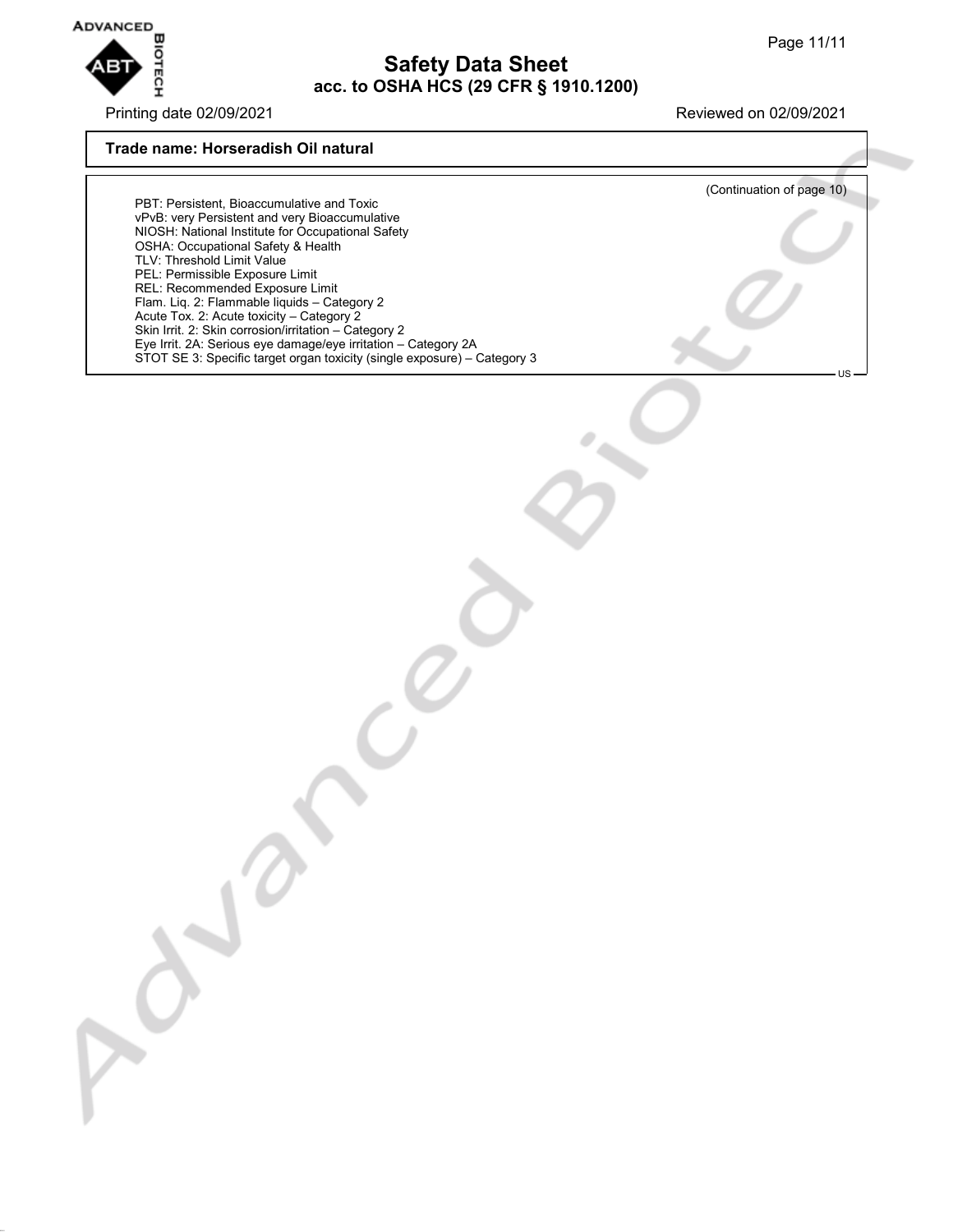**Trade name: Horseradish Oil natural**

(Continuation of page 10)

PBT: Persistent, Bioaccumulative and Toxic
vPvB: very Persistent and very Bioaccumulative
NIOSH: National Institute for Occupational Safety
OSHA: Occupational Safety & Health
TLV: Threshold Limit Value
PEL: Permissible Exposure Limit
REL: Recommended Exposure Limit
Flam. Liq. 2: Flammable liquids – Category 2
Acute Tox. 2: Acute toxicity – Category 2
Skin Irrit. 2: Skin corrosion/irritation – Category 2
Eye Irrit. 2A: Serious eye damage/eye irritation – Category 2A
STOT SE 3: Specific target organ toxicity (single exposure) – Category 3

US